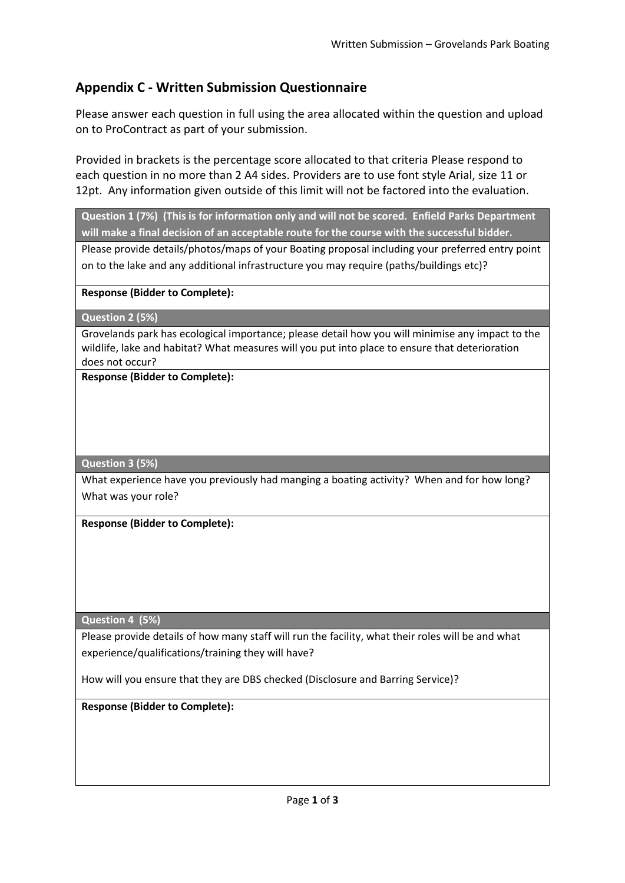## Appendix C - Written Submission Questionnaire

Please answer each question in full using the area allocated within the question and upload on to ProContract as part of your submission.

Provided in brackets is the percentage score allocated to that criteria Please respond to each question in no more than 2 A4 sides. Providers are to use font style Arial, size 11 or 12pt. Any information given outside of this limit will not be factored into the evaluation.

| **Question 1 (7%) (This is for information only and will not be scored. Enfield Parks Department will make a final decision of an acceptable route for the course with the successful bidder.** |
|---|
| Please provide details/photos/maps of your Boating proposal including your preferred entry point on to the lake and any additional infrastructure you may require (paths/buildings etc)? |
| **Response (Bidder to Complete):** |
| **Question 2 (5%)** |
| Grovelands park has ecological importance; please detail how you will minimise any impact to the wildlife, lake and habitat? What measures will you put into place to ensure that deterioration does not occur? |
| **Response (Bidder to Complete):** |
| **Question 3 (5%)** |
| What experience have you previously had manging a boating activity? When and for how long? What was your role? |
| **Response (Bidder to Complete):** |
| **Question 4 (5%)** |
| Please provide details of how many staff will run the facility, what their roles will be and what experience/qualifications/training they will have?<br><br>How will you ensure that they are DBS checked (Disclosure and Barring Service)? |
| **Response (Bidder to Complete):** |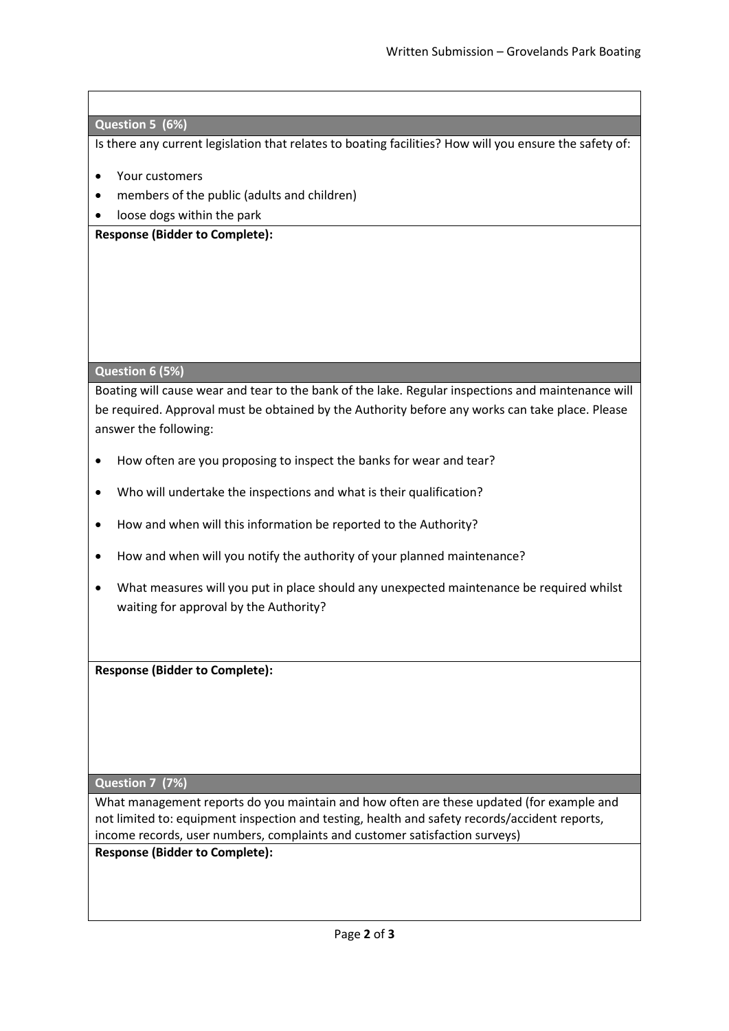### Question 5 (6%)

Is there any current legislation that relates to boating facilities? How will you ensure the safety of:

- Your customers
- members of the public (adults and children)
- loose dogs within the park

**Response (Bidder to Complete):**

### Question 6 (5%)

Boating will cause wear and tear to the bank of the lake. Regular inspections and maintenance will be required. Approval must be obtained by the Authority before any works can take place. Please answer the following:

- How often are you proposing to inspect the banks for wear and tear?
- Who will undertake the inspections and what is their qualification?
- How and when will this information be reported to the Authority?
- How and when will you notify the authority of your planned maintenance?
- What measures will you put in place should any unexpected maintenance be required whilst waiting for approval by the Authority?

**Response (Bidder to Complete):**

### Question 7 (7%)

What management reports do you maintain and how often are these updated (for example and not limited to: equipment inspection and testing, health and safety records/accident reports, income records, user numbers, complaints and customer satisfaction surveys)

**Response (Bidder to Complete):**